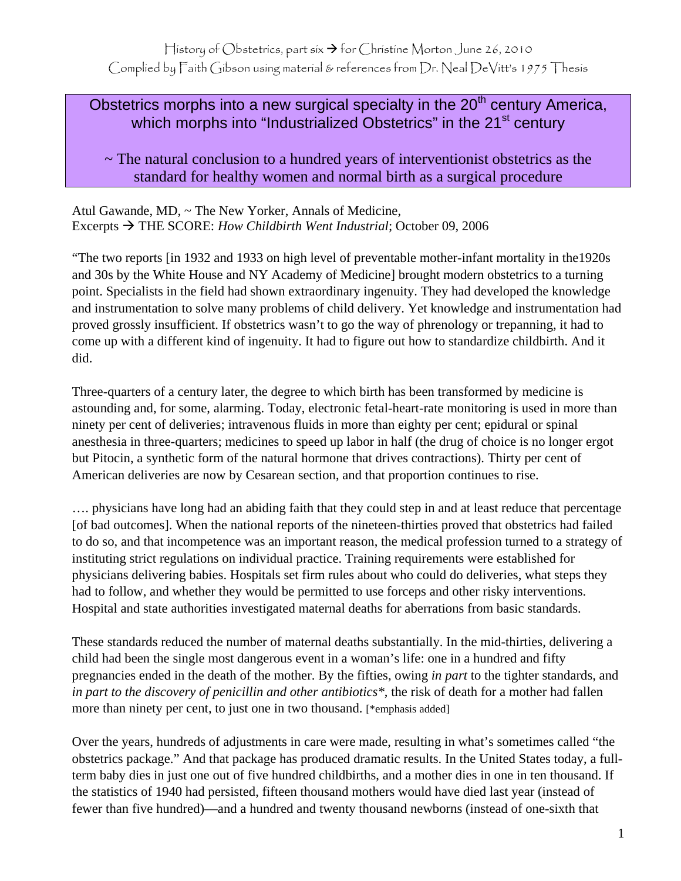History of Obstetrics, part six → for Christine Morton June 26, 2010
Complied by Faith Gibson using material & references from Dr. Neal DeVitt's 1975 Thesis

# Obstetrics morphs into a new surgical specialty in the 20th century America, which morphs into "Industrialized Obstetrics" in the 21st century

## ~ The natural conclusion to a hundred years of interventionist obstetrics as the standard for healthy women and normal birth as a surgical procedure

Atul Gawande, MD, ~ The New Yorker, Annals of Medicine,
Excerpts → THE SCORE: *How Childbirth Went Industrial*; October 09, 2006

"The two reports [in 1932 and 1933 on high level of preventable mother-infant mortality in the1920s and 30s by the White House and NY Academy of Medicine] brought modern obstetrics to a turning point. Specialists in the field had shown extraordinary ingenuity. They had developed the knowledge and instrumentation to solve many problems of child delivery. Yet knowledge and instrumentation had proved grossly insufficient. If obstetrics wasn't to go the way of phrenology or trepanning, it had to come up with a different kind of ingenuity. It had to figure out how to standardize childbirth. And it did.

Three-quarters of a century later, the degree to which birth has been transformed by medicine is astounding and, for some, alarming. Today, electronic fetal-heart-rate monitoring is used in more than ninety per cent of deliveries; intravenous fluids in more than eighty per cent; epidural or spinal anesthesia in three-quarters; medicines to speed up labor in half (the drug of choice is no longer ergot but Pitocin, a synthetic form of the natural hormone that drives contractions). Thirty per cent of American deliveries are now by Cesarean section, and that proportion continues to rise.

…. physicians have long had an abiding faith that they could step in and at least reduce that percentage [of bad outcomes]. When the national reports of the nineteen-thirties proved that obstetrics had failed to do so, and that incompetence was an important reason, the medical profession turned to a strategy of instituting strict regulations on individual practice. Training requirements were established for physicians delivering babies. Hospitals set firm rules about who could do deliveries, what steps they had to follow, and whether they would be permitted to use forceps and other risky interventions. Hospital and state authorities investigated maternal deaths for aberrations from basic standards.

These standards reduced the number of maternal deaths substantially. In the mid-thirties, delivering a child had been the single most dangerous event in a woman's life: one in a hundred and fifty pregnancies ended in the death of the mother. By the fifties, owing *in part* to the tighter standards, and *in part to the discovery of penicillin and other antibiotics\**, the risk of death for a mother had fallen more than ninety per cent, to just one in two thousand. [*emphasis added]

Over the years, hundreds of adjustments in care were made, resulting in what's sometimes called "the obstetrics package." And that package has produced dramatic results. In the United States today, a full-term baby dies in just one out of five hundred childbirths, and a mother dies in one in ten thousand. If the statistics of 1940 had persisted, fifteen thousand mothers would have died last year (instead of fewer than five hundred)—and a hundred and twenty thousand newborns (instead of one-sixth that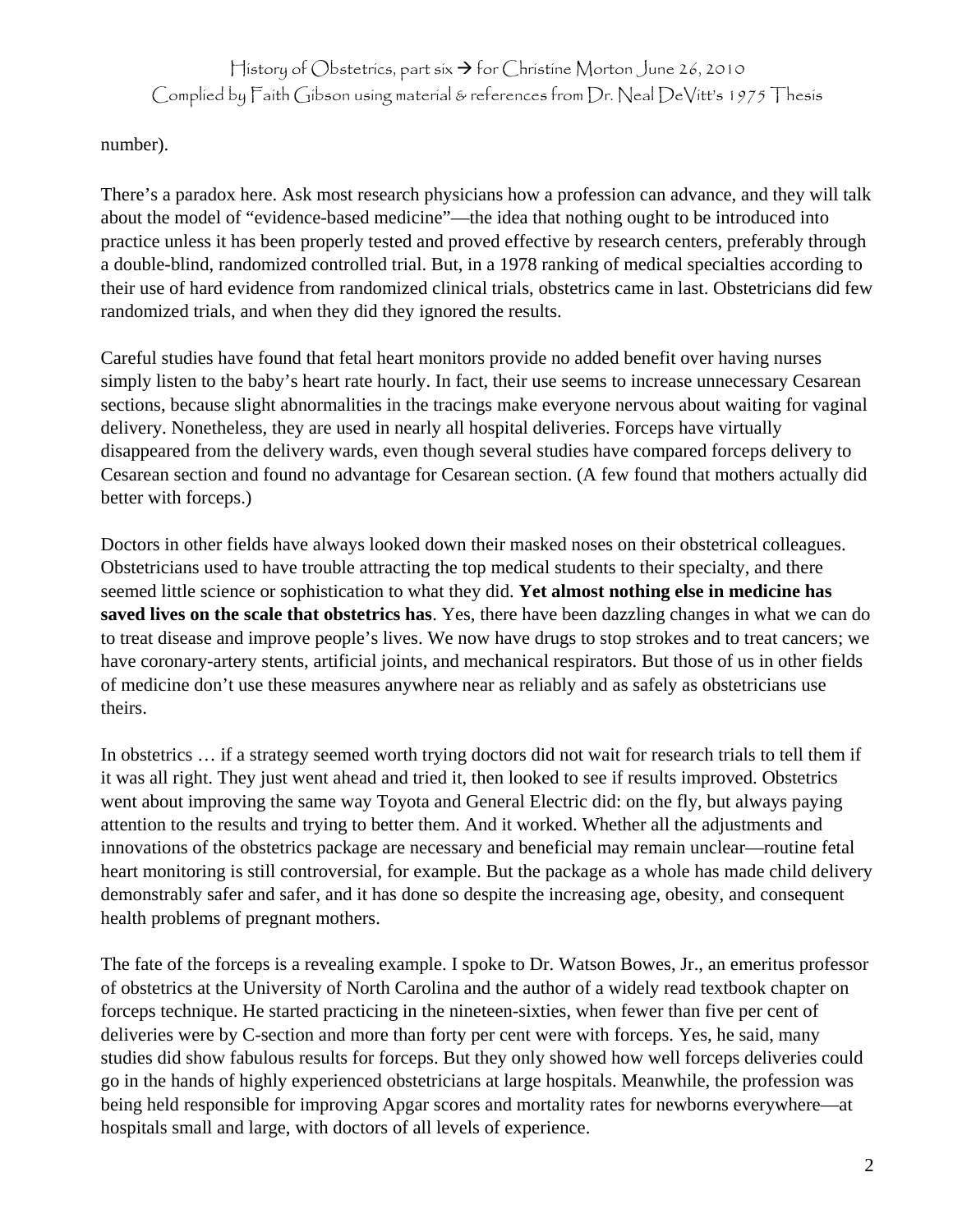number).

There's a paradox here. Ask most research physicians how a profession can advance, and they will talk about the model of "evidence-based medicine"—the idea that nothing ought to be introduced into practice unless it has been properly tested and proved effective by research centers, preferably through a double-blind, randomized controlled trial. But, in a 1978 ranking of medical specialties according to their use of hard evidence from randomized clinical trials, obstetrics came in last. Obstetricians did few randomized trials, and when they did they ignored the results.

Careful studies have found that fetal heart monitors provide no added benefit over having nurses simply listen to the baby's heart rate hourly. In fact, their use seems to increase unnecessary Cesarean sections, because slight abnormalities in the tracings make everyone nervous about waiting for vaginal delivery. Nonetheless, they are used in nearly all hospital deliveries. Forceps have virtually disappeared from the delivery wards, even though several studies have compared forceps delivery to Cesarean section and found no advantage for Cesarean section. (A few found that mothers actually did better with forceps.)

Doctors in other fields have always looked down their masked noses on their obstetrical colleagues. Obstetricians used to have trouble attracting the top medical students to their specialty, and there seemed little science or sophistication to what they did. **Yet almost nothing else in medicine has saved lives on the scale that obstetrics has**. Yes, there have been dazzling changes in what we can do to treat disease and improve people's lives. We now have drugs to stop strokes and to treat cancers; we have coronary-artery stents, artificial joints, and mechanical respirators. But those of us in other fields of medicine don't use these measures anywhere near as reliably and as safely as obstetricians use theirs.

In obstetrics … if a strategy seemed worth trying doctors did not wait for research trials to tell them if it was all right. They just went ahead and tried it, then looked to see if results improved. Obstetrics went about improving the same way Toyota and General Electric did: on the fly, but always paying attention to the results and trying to better them. And it worked. Whether all the adjustments and innovations of the obstetrics package are necessary and beneficial may remain unclear—routine fetal heart monitoring is still controversial, for example. But the package as a whole has made child delivery demonstrably safer and safer, and it has done so despite the increasing age, obesity, and consequent health problems of pregnant mothers.

The fate of the forceps is a revealing example. I spoke to Dr. Watson Bowes, Jr., an emeritus professor of obstetrics at the University of North Carolina and the author of a widely read textbook chapter on forceps technique. He started practicing in the nineteen-sixties, when fewer than five per cent of deliveries were by C-section and more than forty per cent were with forceps. Yes, he said, many studies did show fabulous results for forceps. But they only showed how well forceps deliveries could go in the hands of highly experienced obstetricians at large hospitals. Meanwhile, the profession was being held responsible for improving Apgar scores and mortality rates for newborns everywhere—at hospitals small and large, with doctors of all levels of experience.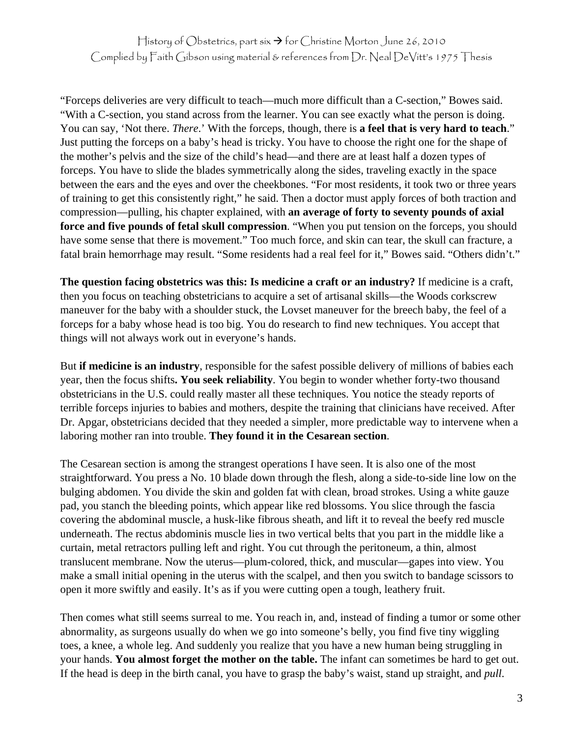"Forceps deliveries are very difficult to teach—much more difficult than a C-section," Bowes said. "With a C-section, you stand across from the learner. You can see exactly what the person is doing. You can say, 'Not there. *There*.' With the forceps, though, there is **a feel that is very hard to teach**." Just putting the forceps on a baby's head is tricky. You have to choose the right one for the shape of the mother's pelvis and the size of the child's head—and there are at least half a dozen types of forceps. You have to slide the blades symmetrically along the sides, traveling exactly in the space between the ears and the eyes and over the cheekbones. "For most residents, it took two or three years of training to get this consistently right," he said. Then a doctor must apply forces of both traction and compression—pulling, his chapter explained, with **an average of forty to seventy pounds of axial force and five pounds of fetal skull compression**. "When you put tension on the forceps, you should have some sense that there is movement." Too much force, and skin can tear, the skull can fracture, a fatal brain hemorrhage may result. "Some residents had a real feel for it," Bowes said. "Others didn't."

**The question facing obstetrics was this: Is medicine a craft or an industry?** If medicine is a craft, then you focus on teaching obstetricians to acquire a set of artisanal skills—the Woods corkscrew maneuver for the baby with a shoulder stuck, the Lovset maneuver for the breech baby, the feel of a forceps for a baby whose head is too big. You do research to find new techniques. You accept that things will not always work out in everyone's hands.

But **if medicine is an industry**, responsible for the safest possible delivery of millions of babies each year, then the focus shifts**. You seek reliability**. You begin to wonder whether forty-two thousand obstetricians in the U.S. could really master all these techniques. You notice the steady reports of terrible forceps injuries to babies and mothers, despite the training that clinicians have received. After Dr. Apgar, obstetricians decided that they needed a simpler, more predictable way to intervene when a laboring mother ran into trouble. **They found it in the Cesarean section**.

The Cesarean section is among the strangest operations I have seen. It is also one of the most straightforward. You press a No. 10 blade down through the flesh, along a side-to-side line low on the bulging abdomen. You divide the skin and golden fat with clean, broad strokes. Using a white gauze pad, you stanch the bleeding points, which appear like red blossoms. You slice through the fascia covering the abdominal muscle, a husk-like fibrous sheath, and lift it to reveal the beefy red muscle underneath. The rectus abdominis muscle lies in two vertical belts that you part in the middle like a curtain, metal retractors pulling left and right. You cut through the peritoneum, a thin, almost translucent membrane. Now the uterus—plum-colored, thick, and muscular—gapes into view. You make a small initial opening in the uterus with the scalpel, and then you switch to bandage scissors to open it more swiftly and easily. It's as if you were cutting open a tough, leathery fruit.

Then comes what still seems surreal to me. You reach in, and, instead of finding a tumor or some other abnormality, as surgeons usually do when we go into someone's belly, you find five tiny wiggling toes, a knee, a whole leg. And suddenly you realize that you have a new human being struggling in your hands. **You almost forget the mother on the table.** The infant can sometimes be hard to get out. If the head is deep in the birth canal, you have to grasp the baby's waist, stand up straight, and *pull*.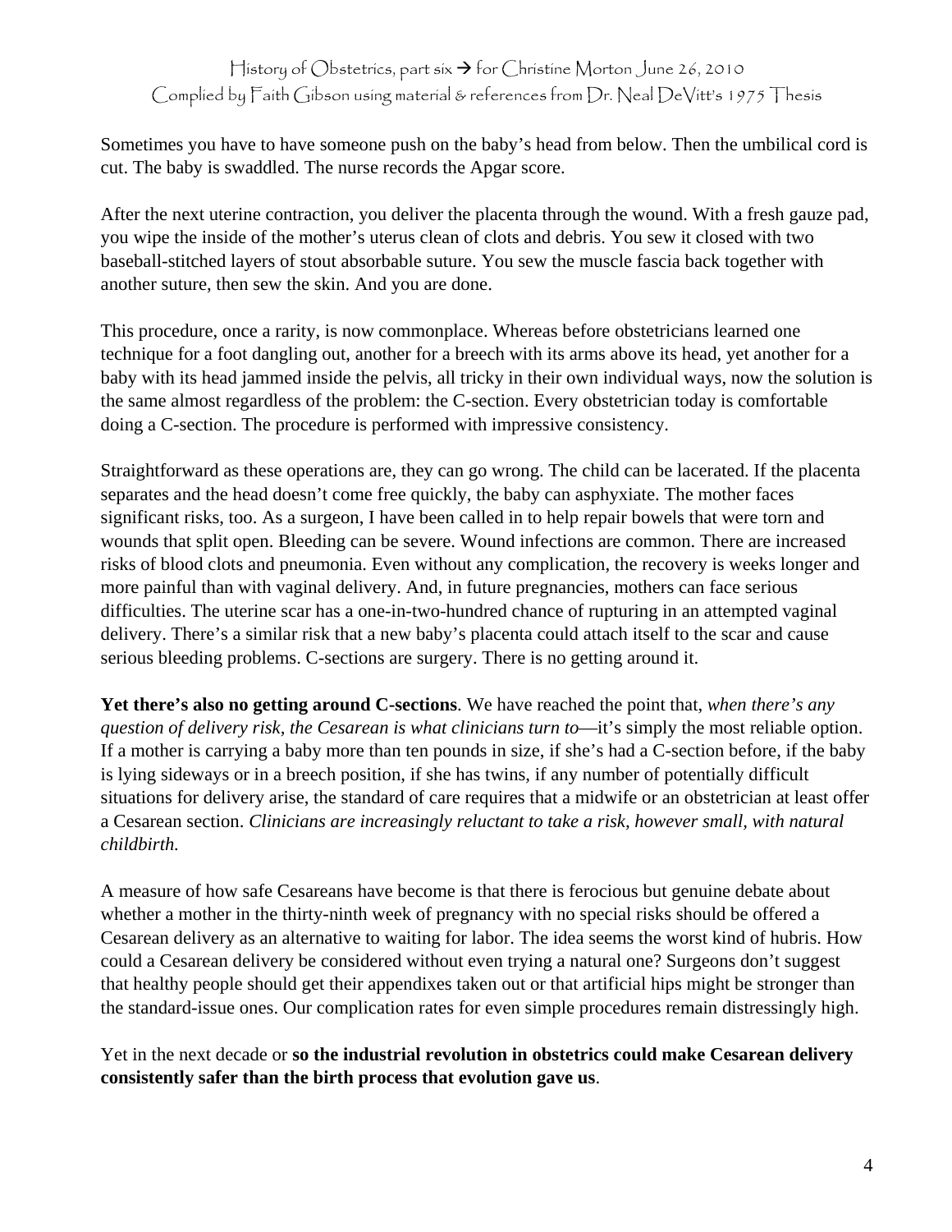Sometimes you have to have someone push on the baby's head from below. Then the umbilical cord is cut. The baby is swaddled. The nurse records the Apgar score.

After the next uterine contraction, you deliver the placenta through the wound. With a fresh gauze pad, you wipe the inside of the mother's uterus clean of clots and debris. You sew it closed with two baseball-stitched layers of stout absorbable suture. You sew the muscle fascia back together with another suture, then sew the skin. And you are done.

This procedure, once a rarity, is now commonplace. Whereas before obstetricians learned one technique for a foot dangling out, another for a breech with its arms above its head, yet another for a baby with its head jammed inside the pelvis, all tricky in their own individual ways, now the solution is the same almost regardless of the problem: the C-section. Every obstetrician today is comfortable doing a C-section. The procedure is performed with impressive consistency.

Straightforward as these operations are, they can go wrong. The child can be lacerated. If the placenta separates and the head doesn't come free quickly, the baby can asphyxiate. The mother faces significant risks, too. As a surgeon, I have been called in to help repair bowels that were torn and wounds that split open. Bleeding can be severe. Wound infections are common. There are increased risks of blood clots and pneumonia. Even without any complication, the recovery is weeks longer and more painful than with vaginal delivery. And, in future pregnancies, mothers can face serious difficulties. The uterine scar has a one-in-two-hundred chance of rupturing in an attempted vaginal delivery. There's a similar risk that a new baby's placenta could attach itself to the scar and cause serious bleeding problems. C-sections are surgery. There is no getting around it.

**Yet there's also no getting around C-sections**. We have reached the point that, *when there's any question of delivery risk, the Cesarean is what clinicians turn to*—it's simply the most reliable option. If a mother is carrying a baby more than ten pounds in size, if she's had a C-section before, if the baby is lying sideways or in a breech position, if she has twins, if any number of potentially difficult situations for delivery arise, the standard of care requires that a midwife or an obstetrician at least offer a Cesarean section. *Clinicians are increasingly reluctant to take a risk, however small, with natural childbirth.*

A measure of how safe Cesareans have become is that there is ferocious but genuine debate about whether a mother in the thirty-ninth week of pregnancy with no special risks should be offered a Cesarean delivery as an alternative to waiting for labor. The idea seems the worst kind of hubris. How could a Cesarean delivery be considered without even trying a natural one? Surgeons don't suggest that healthy people should get their appendixes taken out or that artificial hips might be stronger than the standard-issue ones. Our complication rates for even simple procedures remain distressingly high.

Yet in the next decade or **so the industrial revolution in obstetrics could make Cesarean delivery consistently safer than the birth process that evolution gave us**.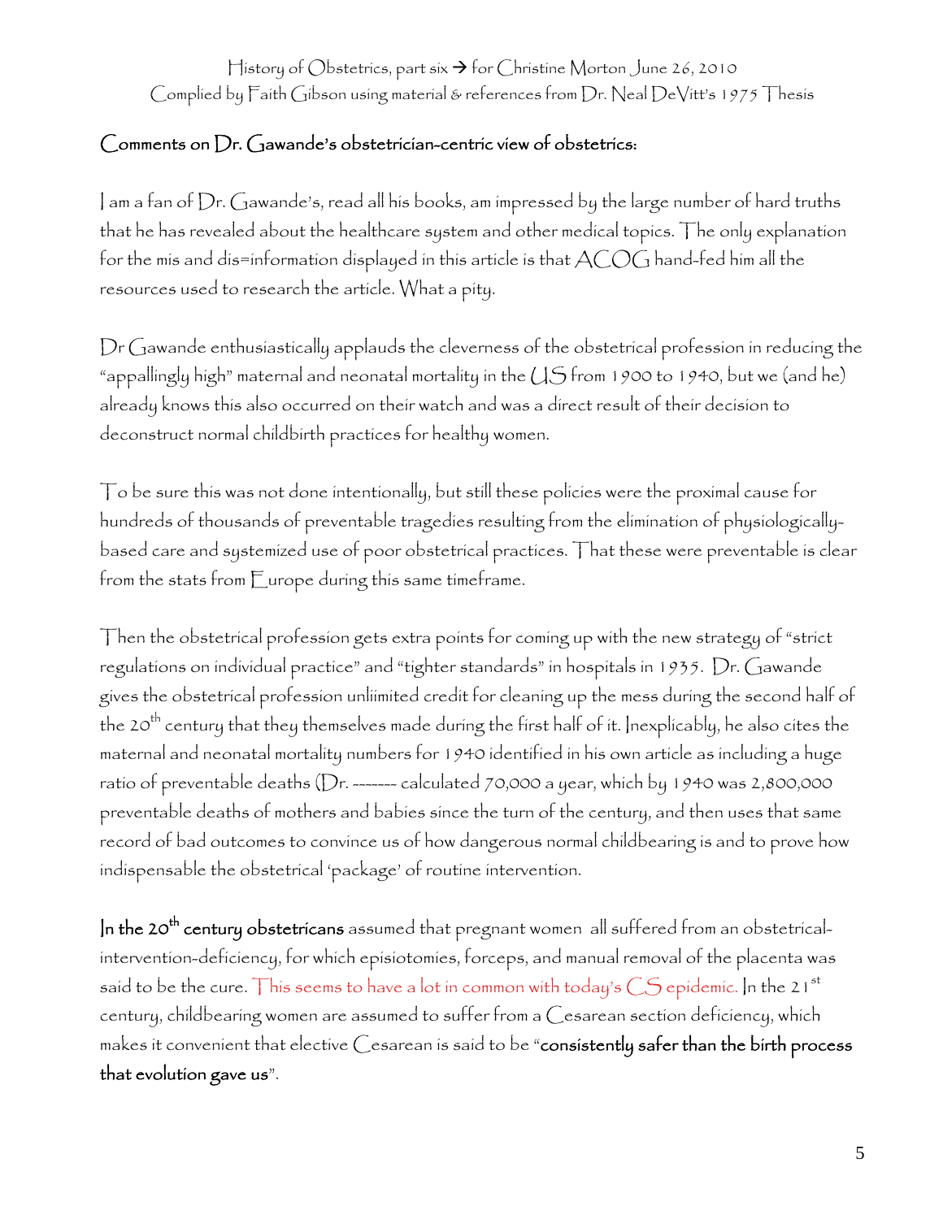History of Obstetrics, part six → for Christine Morton June 26, 2010
Complied by Faith Gibson using material & references from Dr. Neal DeVitt's 1975 Thesis

## Comments on Dr. Gawande's obstetrician-centric view of obstetrics:

I am a fan of Dr. Gawande's, read all his books, am impressed by the large number of hard truths that he has revealed about the healthcare system and other medical topics. The only explanation for the mis and dis=information displayed in this article is that ACOG hand-fed him all the resources used to research the article. What a pity.

Dr Gawande enthusiastically applauds the cleverness of the obstetrical profession in reducing the "appallingly high" maternal and neonatal mortality in the US from 1900 to 1940, but we (and he) already knows this also occurred on their watch and was a direct result of their decision to deconstruct normal childbirth practices for healthy women.

To be sure this was not done intentionally, but still these policies were the proximal cause for hundreds of thousands of preventable tragedies resulting from the elimination of physiologically-based care and systemized use of poor obstetrical practices. That these were preventable is clear from the stats from Europe during this same timeframe.

Then the obstetrical profession gets extra points for coming up with the new strategy of "strict regulations on individual practice" and "tighter standards" in hospitals in 1935. Dr. Gawande gives the obstetrical profession unliimited credit for cleaning up the mess during the second half of the 20th century that they themselves made during the first half of it. Inexplicably, he also cites the maternal and neonatal mortality numbers for 1940 identified in his own article as including a huge ratio of preventable deaths (Dr. -------- calculated 70,000 a year, which by 1940 was 2,800,000 preventable deaths of mothers and babies since the turn of the century, and then uses that same record of bad outcomes to convince us of how dangerous normal childbearing is and to prove how indispensable the obstetrical 'package' of routine intervention.

**In the 20th century obstetricans** assumed that pregnant women all suffered from an obstetrical-intervention-deficiency, for which episiotomies, forceps, and manual removal of the placenta was said to be the cure. This seems to have a lot in common with today's CS epidemic. In the 21st century, childbearing women are assumed to suffer from a Cesarean section deficiency, which makes it convenient that elective Cesarean is said to be "**consistently safer than the birth process that evolution gave us**".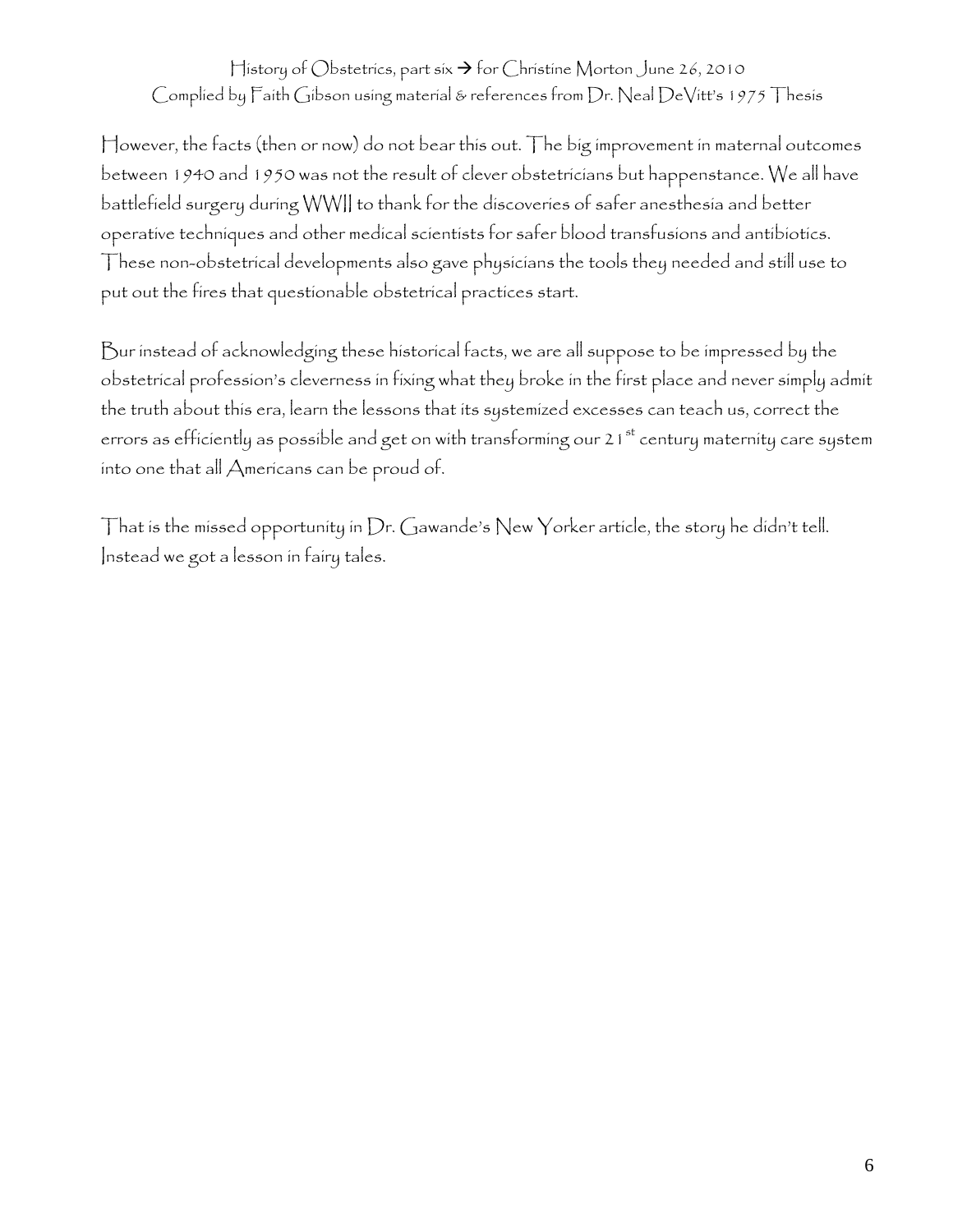However, the facts (then or now) do not bear this out. The big improvement in maternal outcomes between 1940 and 1950 was not the result of clever obstetricians but happenstance. We all have battlefield surgery during WWII to thank for the discoveries of safer anesthesia and better operative techniques and other medical scientists for safer blood transfusions and antibiotics. These non-obstetrical developments also gave physicians the tools they needed and still use to put out the fires that questionable obstetrical practices start.

Bur instead of acknowledging these historical facts, we are all suppose to be impressed by the obstetrical profession's cleverness in fixing what they broke in the first place and never simply admit the truth about this era, learn the lessons that its systemized excesses can teach us, correct the errors as efficiently as possible and get on with transforming our 21st century maternity care system into one that all Americans can be proud of.

That is the missed opportunity in Dr. Gawande's New Yorker article, the story he didn't tell. Instead we got a lesson in fairy tales.